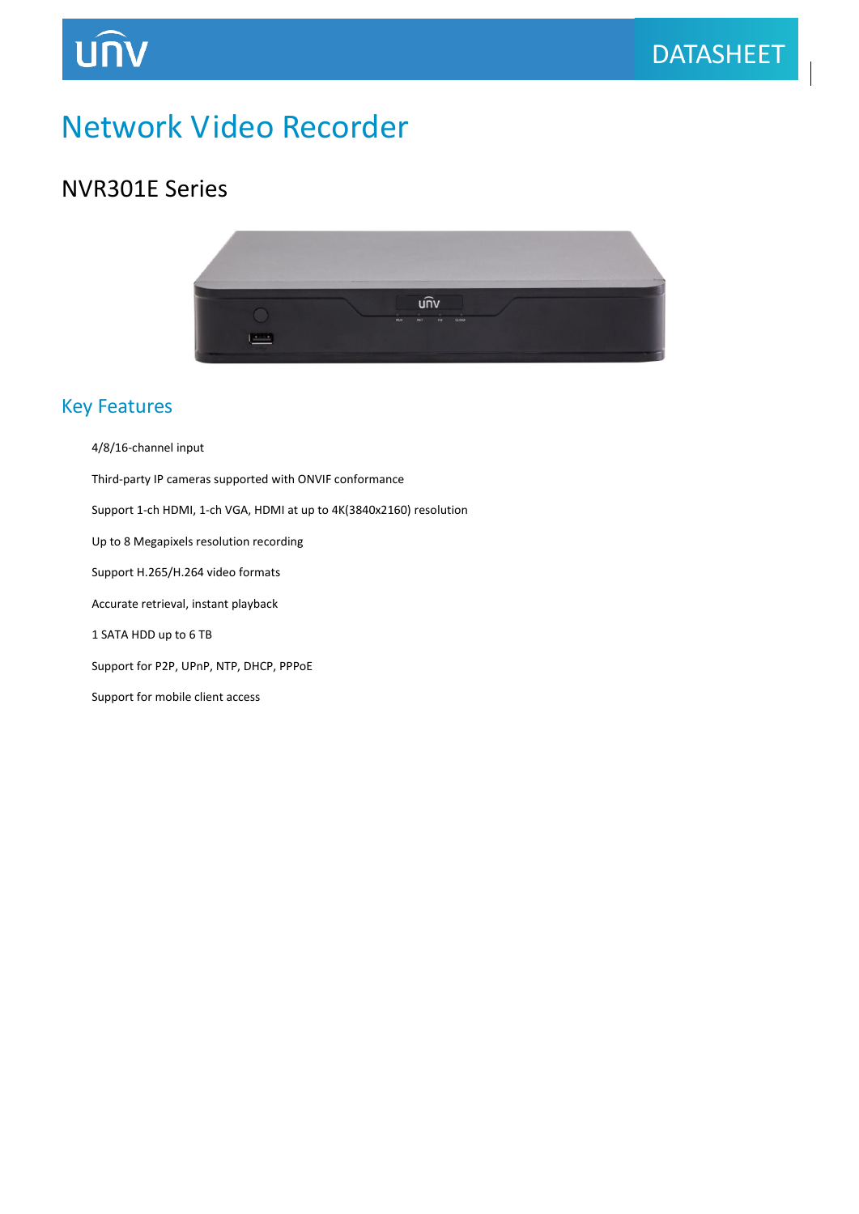UNV DATASHEET

# Network Video Recorder

## NVR301E Series

### Key Features

- 4/8/16-channel input
- Third-party IP cameras supported with ONVIF conformance
- Support 1-ch HDMI, 1-ch VGA, HDMI at up to 4K(3840x2160) resolution
- Up to 8 Megapixels resolution recording
- Support H.265/H.264 video formats
- Accurate retrieval, instant playback
- 1 SATA HDD up to 6 TB
- Support for P2P, UPnP, NTP, DHCP, PPPoE
- Support for mobile client access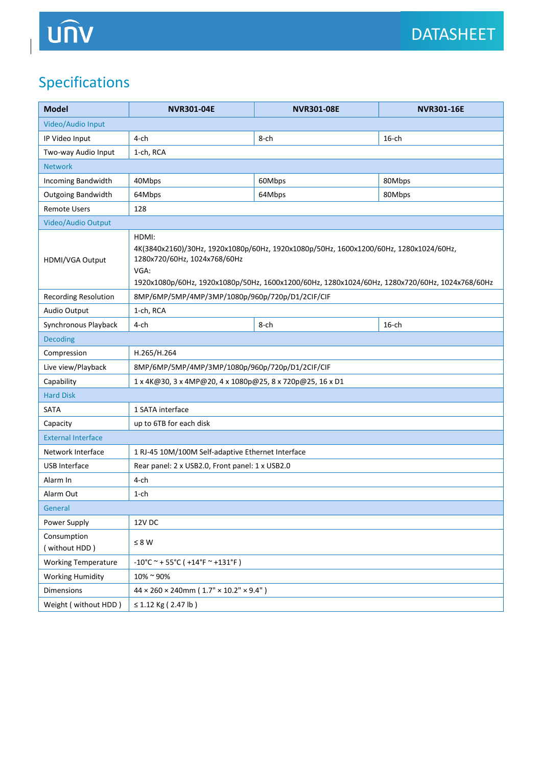## Specifications

| Model | NVR301-04E | NVR301-08E | NVR301-16E |
|---|---|---|---|
| Video/Audio Input | | | |
| IP Video Input | 4-ch | 8-ch | 16-ch |
| Two-way Audio Input | 1-ch, RCA | | |
| Network | | | |
| Incoming Bandwidth | 40Mbps | 60Mbps | 80Mbps |
| Outgoing Bandwidth | 64Mbps | 64Mbps | 80Mbps |
| Remote Users | 128 | | |
| Video/Audio Output | | | |
| HDMI/VGA Output | HDMI:<br>4K(3840x2160)/30Hz, 1920x1080p/60Hz, 1920x1080p/50Hz, 1600x1200/60Hz, 1280x1024/60Hz, 1280x720/60Hz, 1024x768/60Hz<br>VGA:<br>1920x1080p/60Hz, 1920x1080p/50Hz, 1600x1200/60Hz, 1280x1024/60Hz, 1280x720/60Hz, 1024x768/60Hz | | |
| Recording Resolution | 8MP/6MP/5MP/4MP/3MP/1080p/960p/720p/D1/2CIF/CIF | | |
| Audio Output | 1-ch, RCA | | |
| Synchronous Playback | 4-ch | 8-ch | 16-ch |
| Decoding | | | |
| Compression | H.265/H.264 | | |
| Live view/Playback | 8MP/6MP/5MP/4MP/3MP/1080p/960p/720p/D1/2CIF/CIF | | |
| Capability | 1 x 4K@30, 3 x 4MP@20, 4 x 1080p@25, 8 x 720p@25, 16 x D1 | | |
| Hard Disk | | | |
| SATA | 1 SATA interface | | |
| Capacity | up to 6TB for each disk | | |
| External Interface | | | |
| Network Interface | 1 RJ-45 10M/100M Self-adaptive Ethernet Interface | | |
| USB Interface | Rear panel: 2 x USB2.0, Front panel: 1 x USB2.0 | | |
| Alarm In | 4-ch | | |
| Alarm Out | 1-ch | | |
| General | | | |
| Power Supply | 12V DC | | |
| Consumption ( without HDD ) | ≤ 8 W | | |
| Working Temperature | -10°C ~ + 55°C ( +14°F ~ +131°F ) | | |
| Working Humidity | 10% ~ 90% | | |
| Dimensions | 44 × 260 × 240mm ( 1.7" × 10.2" × 9.4" ) | | |
| Weight ( without HDD ) | ≤ 1.12 Kg ( 2.47 lb ) | | |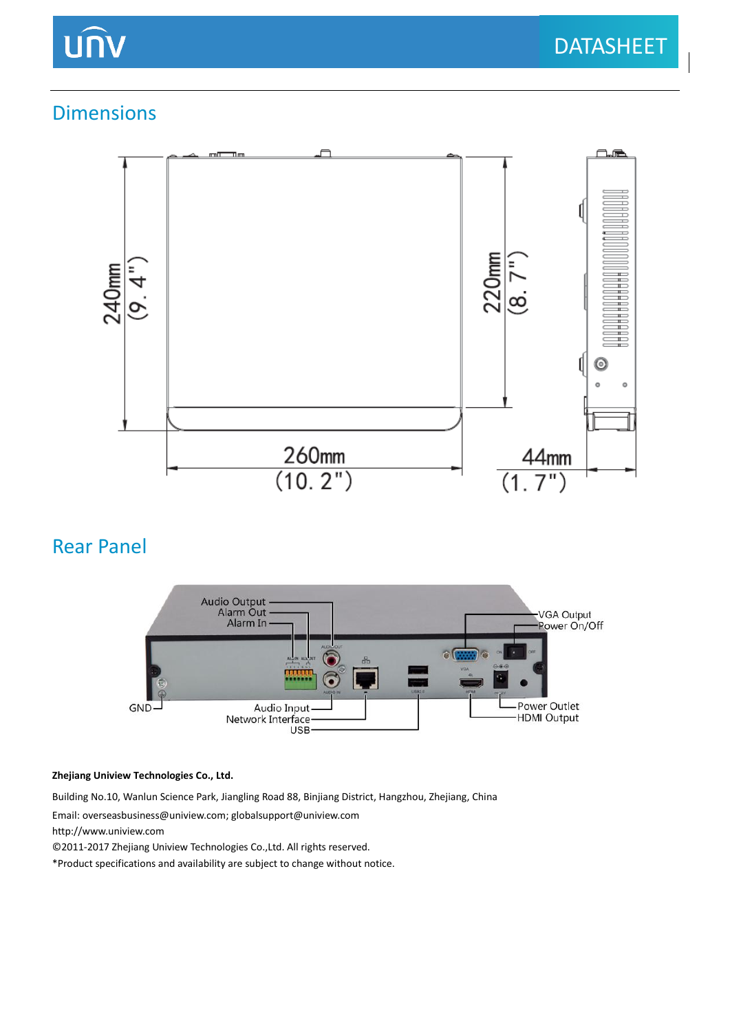## Dimensions

240mm
(9.4")

220mm
(8.7")

260mm
(10.2")

44mm
(1.7")

## Rear Panel

Audio Output
Alarm Out
Alarm In
VGA Output
Power On/Off
GND
Audio Input
Network Interface
USB
Power Outlet
HDMI Output

**Zhejiang Uniview Technologies Co., Ltd.**

Building No.10, Wanlun Science Park, Jiangling Road 88, Binjiang District, Hangzhou, Zhejiang, China

Email: overseasbusiness@uniview.com; globalsupport@uniview.com

http://www.uniview.com

©2011-2017 Zhejiang Uniview Technologies Co.,Ltd. All rights reserved.

*Product specifications and availability are subject to change without notice.